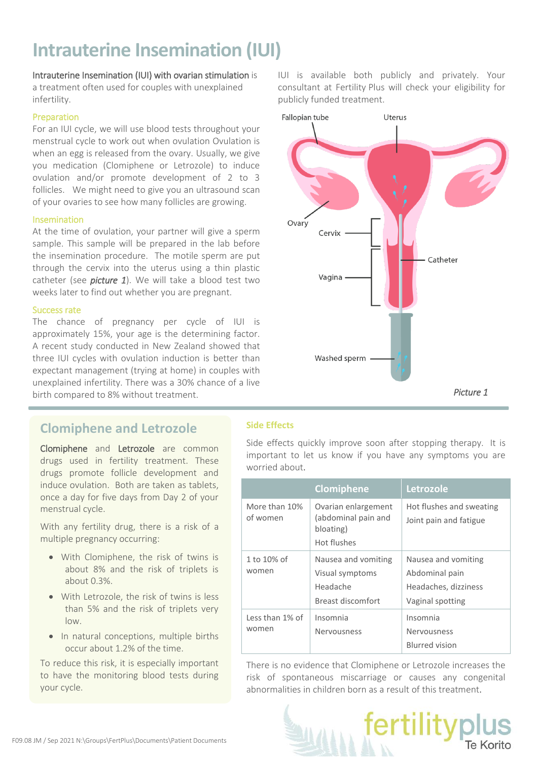# Intrauterine Insemination (IUI)

**Intrauterine Insemination (IUI) with ovarian stimulation** is a treatment often used for couples with unexplained infertility.

### Preparation

For an IUI cycle, we will use blood tests throughout your menstrual cycle to work out when ovulation Ovulation is when an egg is released from the ovary. Usually, we give you medication (Clomiphene or Letrozole) to induce ovulation and/or promote development of 2 to 3 follicles. We might need to give you an ultrasound scan of your ovaries to see how many follicles are growing.

### Insemination

At the time of ovulation, your partner will give a sperm sample. This sample will be prepared in the lab before the insemination procedure. The motile sperm are put through the cervix into the uterus using a thin plastic catheter (see ***picture 1***). We will take a blood test two weeks later to find out whether you are pregnant.

### Success rate

The chance of pregnancy per cycle of IUI is approximately 15%, your age is the determining factor. A recent study conducted in New Zealand showed that three IUI cycles with ovulation induction is better than expectant management (trying at home) in couples with unexplained infertility. There was a 30% chance of a live birth compared to 8% without treatment.

IUI is available both publicly and privately. Your consultant at Fertility Plus will check your eligibility for publicly funded treatment.

Fallopian tube, Uterus, Ovary, Cervix, Vagina, Catheter, Washed sperm

*Picture 1*

## Clomiphene and Letrozole

**Clomiphene** and **Letrozole** are common drugs used in fertility treatment. These drugs promote follicle development and induce ovulation. Both are taken as tablets, once a day for five days from Day 2 of your menstrual cycle.

With any fertility drug, there is a risk of a multiple pregnancy occurring:

- With Clomiphene, the risk of twins is about 8% and the risk of triplets is about 0.3%.
- With Letrozole, the risk of twins is less than 5% and the risk of triplets very low.
- In natural conceptions, multiple births occur about 1.2% of the time.

To reduce this risk, it is especially important to have the monitoring blood tests during your cycle.

### Side Effects

Side effects quickly improve soon after stopping therapy. It is important to let us know if you have any symptoms you are worried about.

| | Clomiphene | Letrozole |
|---|---|---|
| More than 10% of women | Ovarian enlargement (abdominal pain and bloating)<br>Hot flushes | Hot flushes and sweating<br>Joint pain and fatigue |
| 1 to 10% of women | Nausea and vomiting<br>Visual symptoms<br>Headache<br>Breast discomfort | Nausea and vomiting<br>Abdominal pain<br>Headaches, dizziness<br>Vaginal spotting |
| Less than 1% of women | Insomnia<br>Nervousness | Insomnia<br>Nervousness<br>Blurred vision |

There is no evidence that Clomiphene or Letrozole increases the risk of spontaneous miscarriage or causes any congenital abnormalities in children born as a result of this treatment.

F09.08 JM / Sep 2021 N:\Groups\FertPlus\Documents\Patient Documents

fertilityplus Te Korito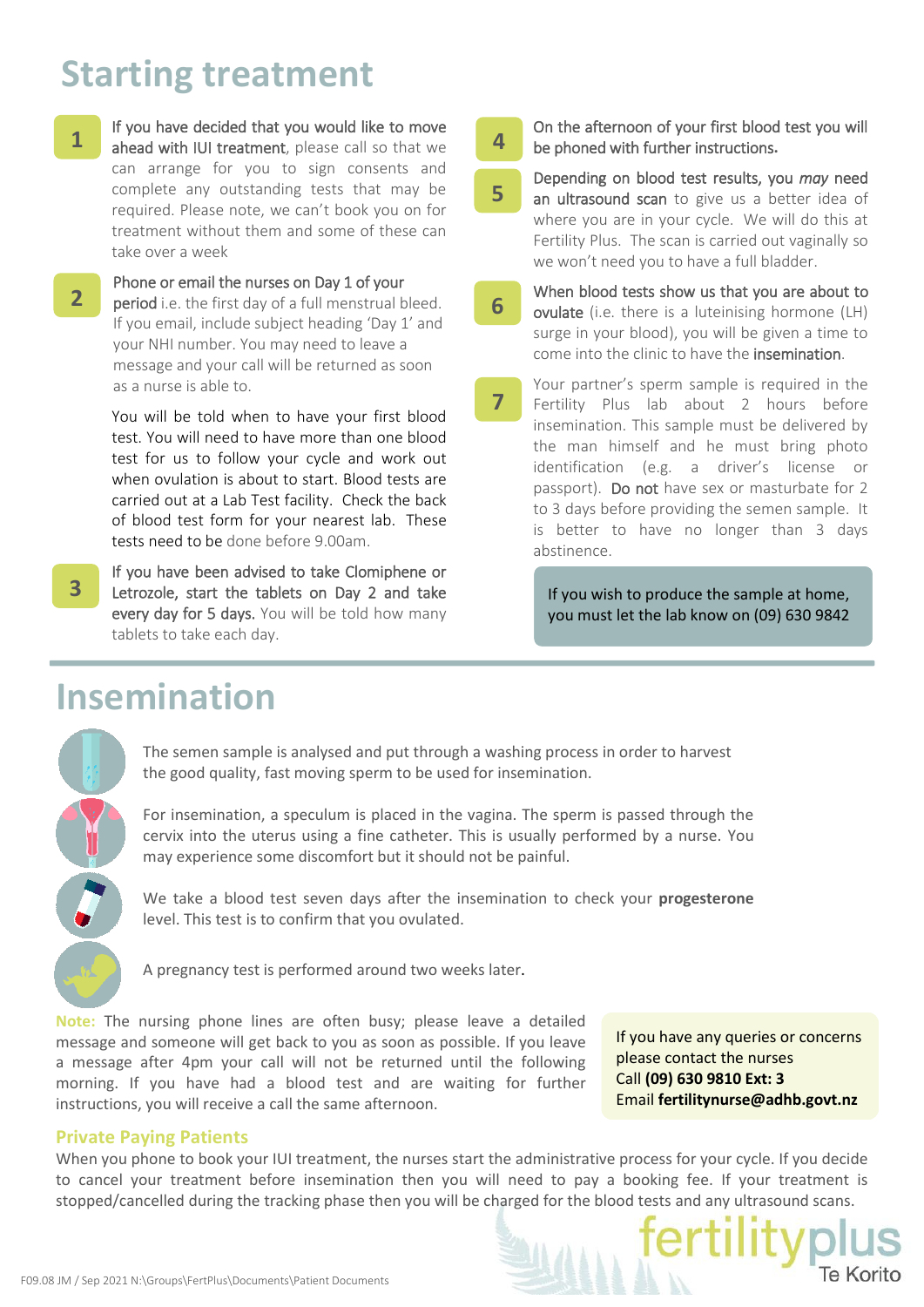# Starting treatment

1. **If you have decided that you would like to move ahead with IUI treatment**, please call so that we can arrange for you to sign consents and complete any outstanding tests that may be required. Please note, we can't book you on for treatment without them and some of these can take over a week

2. **Phone or email the nurses on Day 1 of your period** i.e. the first day of a full menstrual bleed. If you email, include subject heading 'Day 1' and your NHI number. You may need to leave a message and your call will be returned as soon as a nurse is able to.

   You will be told when to have your first blood test. You will need to have more than one blood test for us to follow your cycle and work out when ovulation is about to start. Blood tests are carried out at a Lab Test facility. Check the back of blood test form for your nearest lab. These tests need to be done before 9.00am.

3. **If you have been advised to take Clomiphene or Letrozole, start the tablets on Day 2 and take every day for 5 days.** You will be told how many tablets to take each day.

4. **On the afternoon of your first blood test you will be phoned with further instructions.**

5. **Depending on blood test results, you *may* need an ultrasound scan** to give us a better idea of where you are in your cycle. We will do this at Fertility Plus. The scan is carried out vaginally so we won't need you to have a full bladder.

6. **When blood tests show us that you are about to ovulate** (i.e. there is a luteinising hormone (LH) surge in your blood), you will be given a time to come into the clinic to have the **insemination**.

7. Your partner's sperm sample is required in the Fertility Plus lab about 2 hours before insemination. This sample must be delivered by the man himself and he must bring photo identification (e.g. a driver's license or passport). **Do not** have sex or masturbate for 2 to 3 days before providing the semen sample. It is better to have no longer than 3 days abstinence.

> If you wish to produce the sample at home, you must let the lab know on (09) 630 9842

# Insemination

The semen sample is analysed and put through a washing process in order to harvest the good quality, fast moving sperm to be used for insemination.

For insemination, a speculum is placed in the vagina. The sperm is passed through the cervix into the uterus using a fine catheter. This is usually performed by a nurse. You may experience some discomfort but it should not be painful.

We take a blood test seven days after the insemination to check your **progesterone** level. This test is to confirm that you ovulated.

A pregnancy test is performed around two weeks later.

**Note:** The nursing phone lines are often busy; please leave a detailed message and someone will get back to you as soon as possible. If you leave a message after 4pm your call will not be returned until the following morning. If you have had a blood test and are waiting for further instructions, you will receive a call the same afternoon.

> If you have any queries or concerns please contact the nurses
> Call **(09) 630 9810 Ext: 3**
> Email **fertilitynurse@adhb.govt.nz**

## Private Paying Patients

When you phone to book your IUI treatment, the nurses start the administrative process for your cycle. If you decide to cancel your treatment before insemination then you will need to pay a booking fee. If your treatment is stopped/cancelled during the tracking phase then you will be charged for the blood tests and any ultrasound scans.

fertilityplus Te Korito

F09.08 JM / Sep 2021 N:\Groups\FertPlus\Documents\Patient Documents